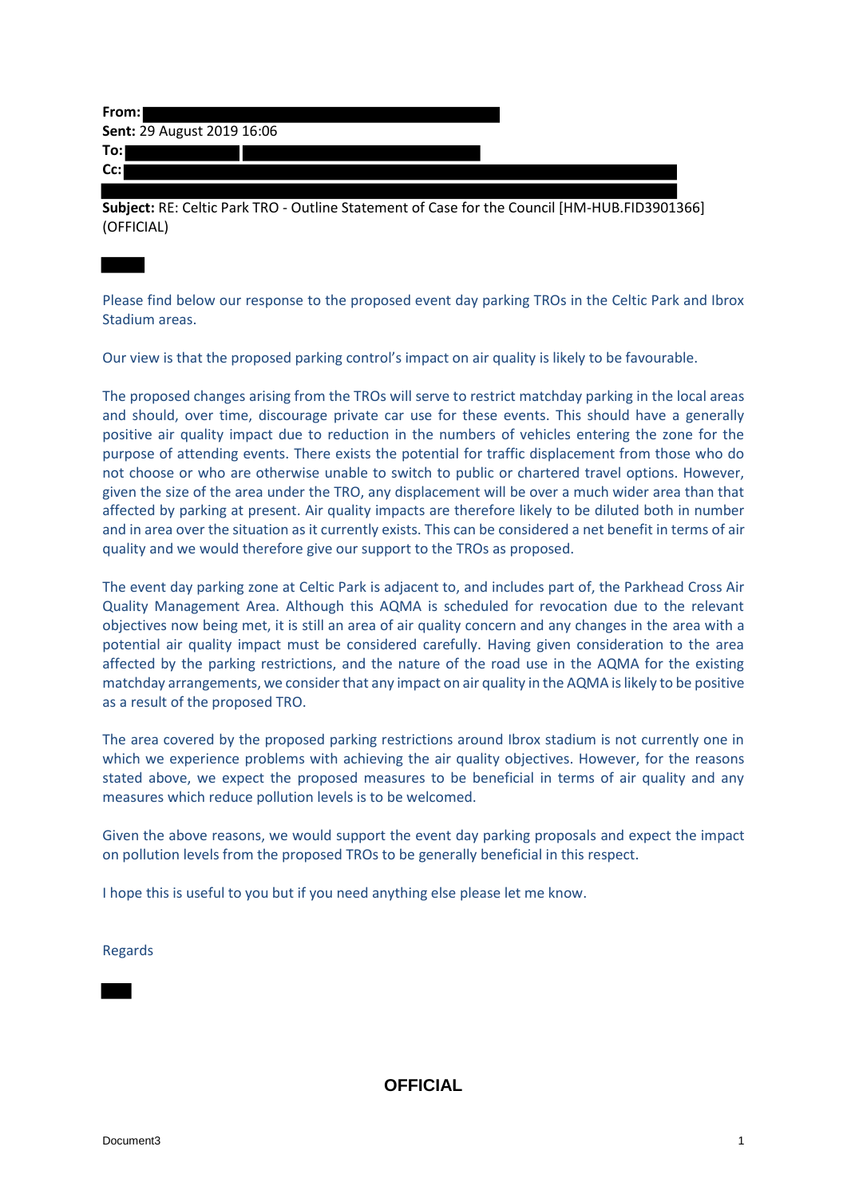**From:**
**Sent:** 29 August 2019 16:06
**To:**
**Cc:**

**Subject:** RE: Celtic Park TRO - Outline Statement of Case for the Council [HM-HUB.FID3901366] (OFFICIAL)

Please find below our response to the proposed event day parking TROs in the Celtic Park and Ibrox Stadium areas.

Our view is that the proposed parking control's impact on air quality is likely to be favourable.

The proposed changes arising from the TROs will serve to restrict matchday parking in the local areas and should, over time, discourage private car use for these events. This should have a generally positive air quality impact due to reduction in the numbers of vehicles entering the zone for the purpose of attending events. There exists the potential for traffic displacement from those who do not choose or who are otherwise unable to switch to public or chartered travel options. However, given the size of the area under the TRO, any displacement will be over a much wider area than that affected by parking at present. Air quality impacts are therefore likely to be diluted both in number and in area over the situation as it currently exists. This can be considered a net benefit in terms of air quality and we would therefore give our support to the TROs as proposed.

The event day parking zone at Celtic Park is adjacent to, and includes part of, the Parkhead Cross Air Quality Management Area. Although this AQMA is scheduled for revocation due to the relevant objectives now being met, it is still an area of air quality concern and any changes in the area with a potential air quality impact must be considered carefully. Having given consideration to the area affected by the parking restrictions, and the nature of the road use in the AQMA for the existing matchday arrangements, we consider that any impact on air quality in the AQMA is likely to be positive as a result of the proposed TRO.

The area covered by the proposed parking restrictions around Ibrox stadium is not currently one in which we experience problems with achieving the air quality objectives. However, for the reasons stated above, we expect the proposed measures to be beneficial in terms of air quality and any measures which reduce pollution levels is to be welcomed.

Given the above reasons, we would support the event day parking proposals and expect the impact on pollution levels from the proposed TROs to be generally beneficial in this respect.

I hope this is useful to you but if you need anything else please let me know.

Regards

**OFFICIAL**

Document3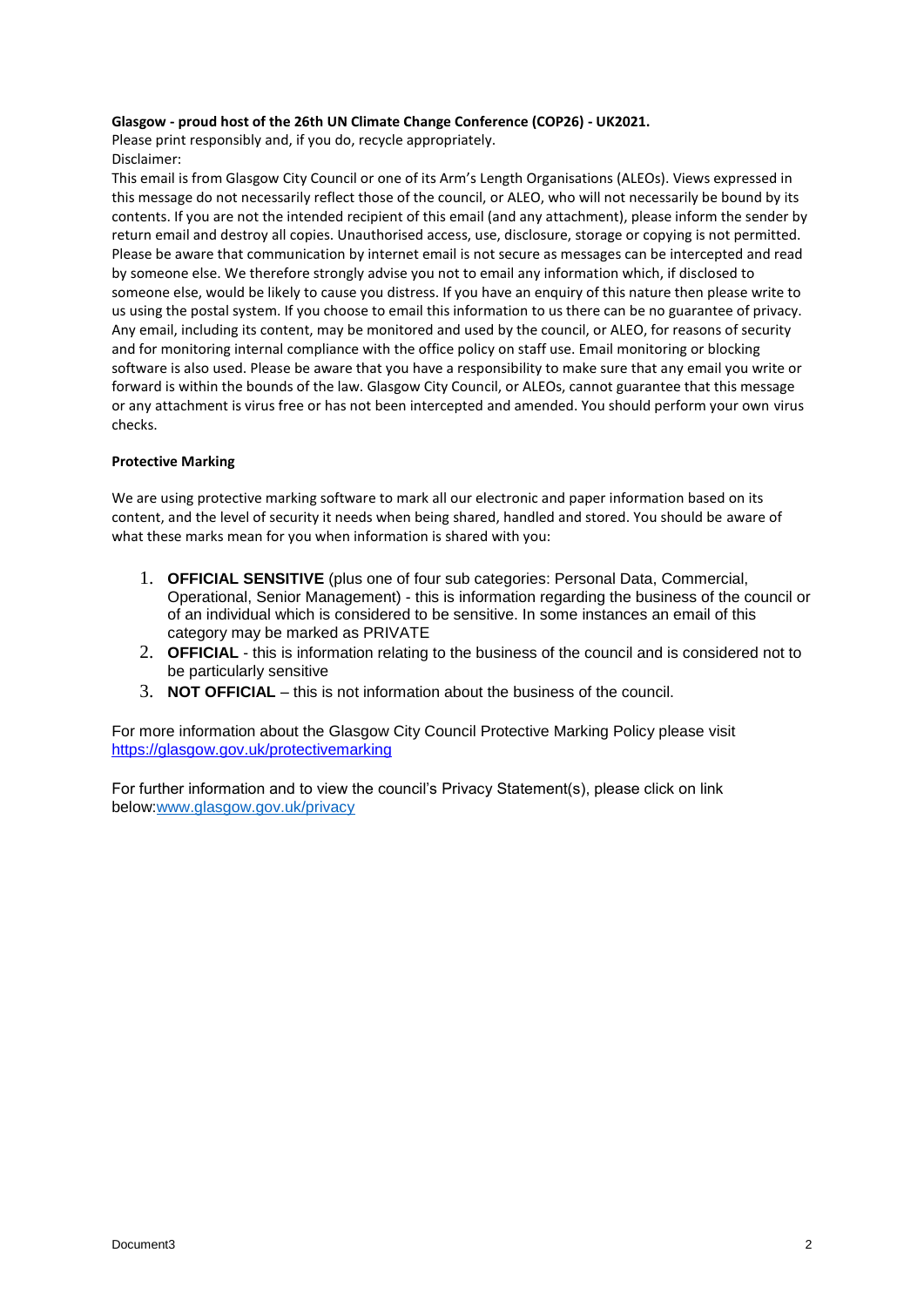**Glasgow - proud host of the 26th UN Climate Change Conference (COP26) - UK2021.**

Please print responsibly and, if you do, recycle appropriately.

Disclaimer:

This email is from Glasgow City Council or one of its Arm's Length Organisations (ALEOs). Views expressed in this message do not necessarily reflect those of the council, or ALEO, who will not necessarily be bound by its contents. If you are not the intended recipient of this email (and any attachment), please inform the sender by return email and destroy all copies. Unauthorised access, use, disclosure, storage or copying is not permitted. Please be aware that communication by internet email is not secure as messages can be intercepted and read by someone else. We therefore strongly advise you not to email any information which, if disclosed to someone else, would be likely to cause you distress. If you have an enquiry of this nature then please write to us using the postal system. If you choose to email this information to us there can be no guarantee of privacy. Any email, including its content, may be monitored and used by the council, or ALEO, for reasons of security and for monitoring internal compliance with the office policy on staff use. Email monitoring or blocking software is also used. Please be aware that you have a responsibility to make sure that any email you write or forward is within the bounds of the law. Glasgow City Council, or ALEOs, cannot guarantee that this message or any attachment is virus free or has not been intercepted and amended. You should perform your own virus checks.

**Protective Marking**

We are using protective marking software to mark all our electronic and paper information based on its content, and the level of security it needs when being shared, handled and stored. You should be aware of what these marks mean for you when information is shared with you:

1. **OFFICIAL SENSITIVE** (plus one of four sub categories: Personal Data, Commercial, Operational, Senior Management) - this is information regarding the business of the council or of an individual which is considered to be sensitive. In some instances an email of this category may be marked as PRIVATE
2. **OFFICIAL** - this is information relating to the business of the council and is considered not to be particularly sensitive
3. **NOT OFFICIAL** – this is not information about the business of the council.

For more information about the Glasgow City Council Protective Marking Policy please visit https://glasgow.gov.uk/protectivemarking

For further information and to view the council's Privacy Statement(s), please click on link below:www.glasgow.gov.uk/privacy